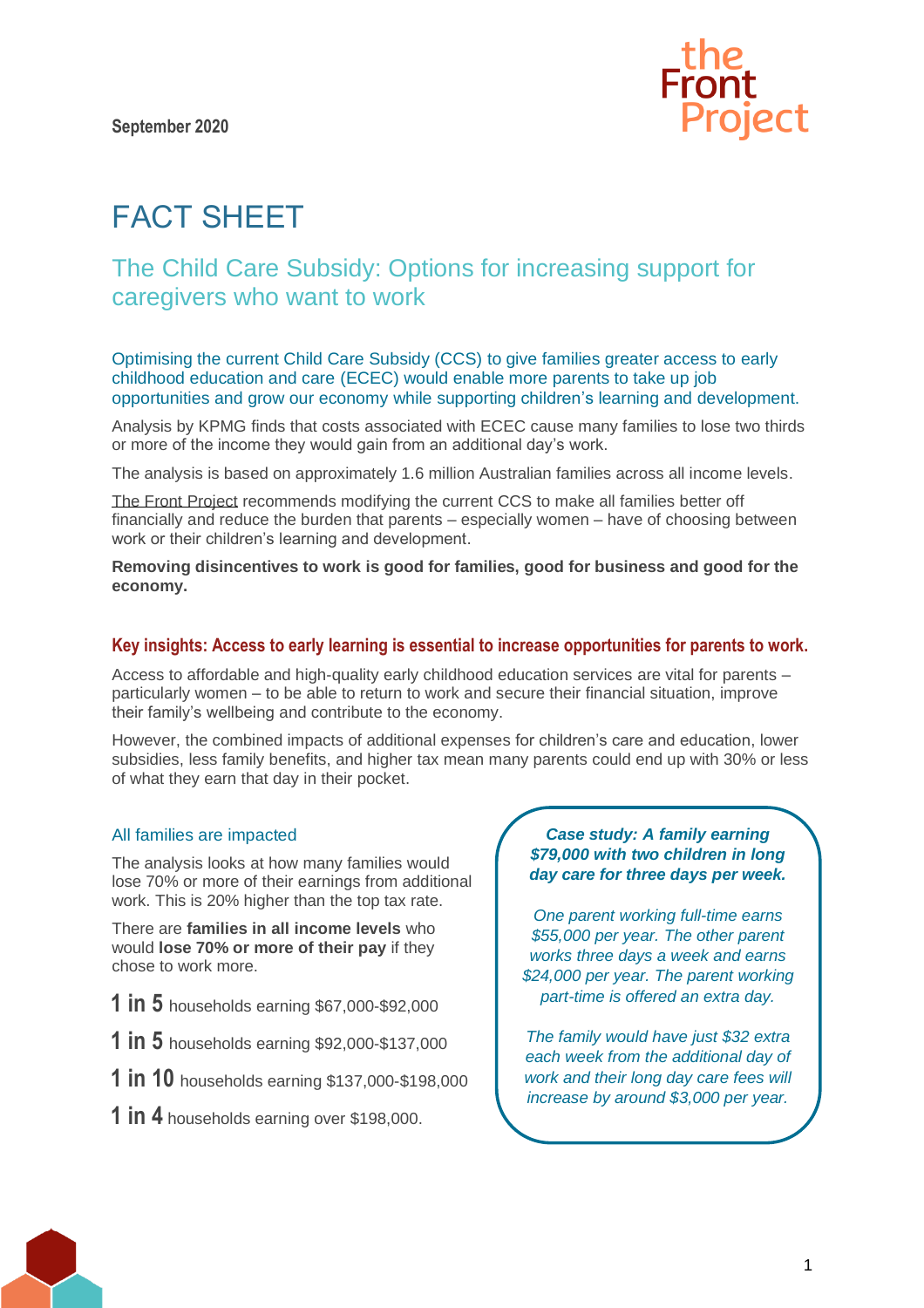September 2020

# FACT SHEET

## The Child Care Subsidy: Options for increasing support for caregivers who want to work

Optimising the current Child Care Subsidy (CCS) to give families greater access to early childhood education and care (ECEC) would enable more parents to take up job opportunities and grow our economy while supporting children's learning and development.

Analysis by KPMG finds that costs associated with ECEC cause many families to lose two thirds or more of the income they would gain from an additional day's work.

The analysis is based on approximately 1.6 million Australian families across all income levels.

The Front Project recommends modifying the current CCS to make all families better off financially and reduce the burden that parents – especially women – have of choosing between work or their children's learning and development.

**Removing disincentives to work is good for families, good for business and good for the economy.**

### Key insights: Access to early learning is essential to increase opportunities for parents to work.

Access to affordable and high-quality early childhood education services are vital for parents – particularly women – to be able to return to work and secure their financial situation, improve their family's wellbeing and contribute to the economy.

However, the combined impacts of additional expenses for children's care and education, lower subsidies, less family benefits, and higher tax mean many parents could end up with 30% or less of what they earn that day in their pocket.

#### All families are impacted

The analysis looks at how many families would lose 70% or more of their earnings from additional work. This is 20% higher than the top tax rate.

There are **families in all income levels** who would **lose 70% or more of their pay** if they chose to work more.

**1 in 5** households earning $67,000-$92,000

**1 in 5** households earning $92,000-$137,000

**1 in 10** households earning $137,000-$198,000

**1 in 4** households earning over $198,000.

***Case study: A family earning $79,000 with two children in long day care for three days per week.***

*One parent working full-time earns $55,000 per year. The other parent works three days a week and earns $24,000 per year. The parent working part-time is offered an extra day.*

*The family would have just $32 extra each week from the additional day of work and their long day care fees will increase by around $3,000 per year.*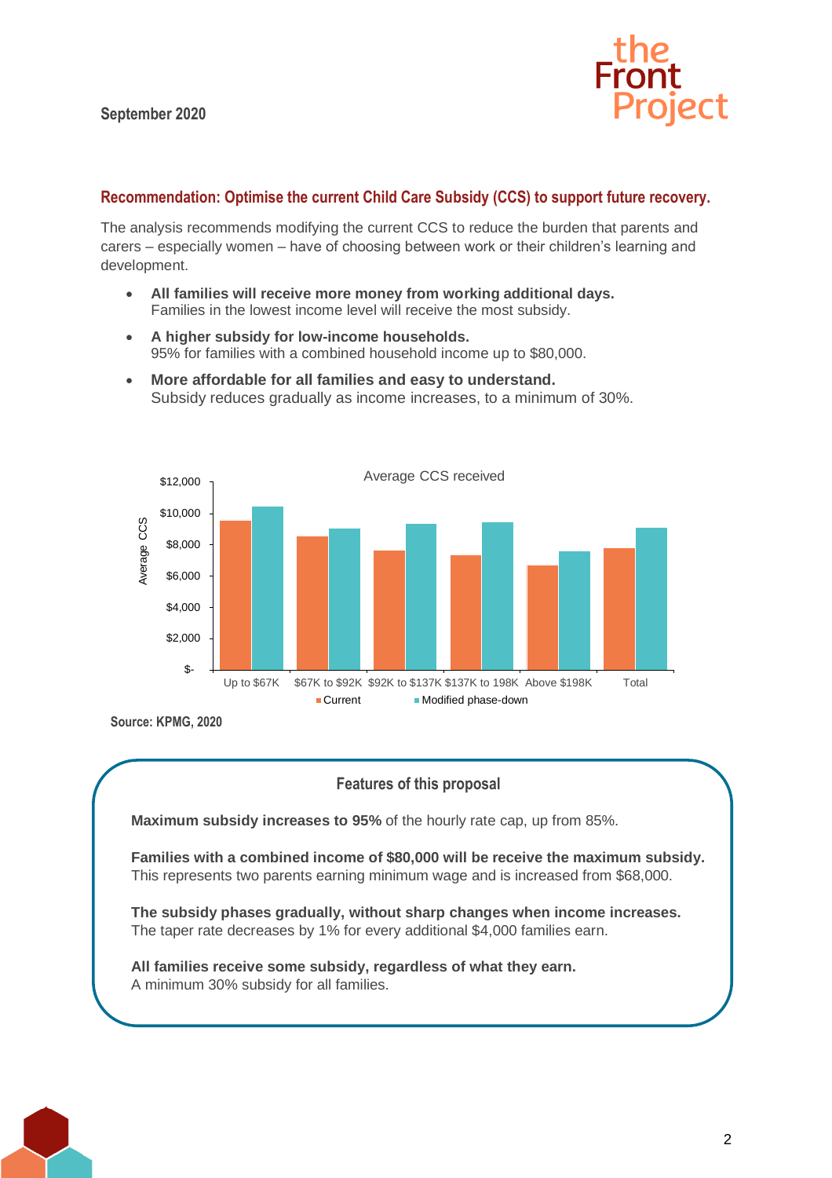September 2020

## Recommendation: Optimise the current Child Care Subsidy (CCS) to support future recovery.

The analysis recommends modifying the current CCS to reduce the burden that parents and carers – especially women – have of choosing between work or their children's learning and development.

- **All families will receive more money from working additional days.**
  Families in the lowest income level will receive the most subsidy.
- **A higher subsidy for low-income households.**
  95% for families with a combined household income up to $80,000.
- **More affordable for all families and easy to understand.**
  Subsidy reduces gradually as income increases, to a minimum of 30%.

Average CCS received

Average CCS: $-, $2,000, $4,000, $6,000, $8,000, $10,000, $12,000

Up to $67K | $67K to $92K | $92K to $137K | $137K to 198K | Above $198K | Total

Current | Modified phase-down

**Source: KPMG, 2020**

### Features of this proposal

**Maximum subsidy increases to 95%** of the hourly rate cap, up from 85%.

**Families with a combined income of $80,000 will be receive the maximum subsidy.**
This represents two parents earning minimum wage and is increased from $68,000.

**The subsidy phases gradually, without sharp changes when income increases.**
The taper rate decreases by 1% for every additional $4,000 families earn.

**All families receive some subsidy, regardless of what they earn.**
A minimum 30% subsidy for all families.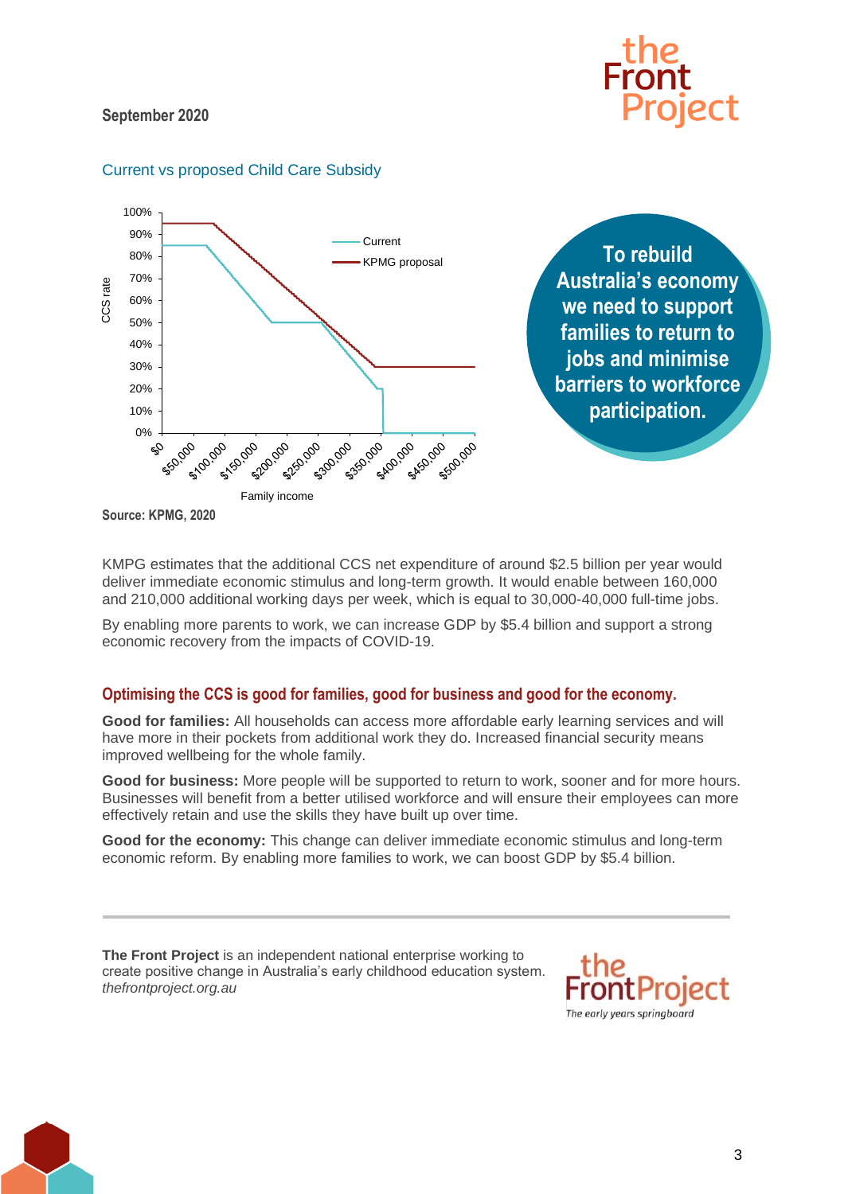September 2020

## Current vs proposed Child Care Subsidy

100%
90%
80%
70%
60%
50%
40%
30%
20%
10%
0%

CCS rate

$0
$50,000
$100,000
$150,000
$200,000
$250,000
$300,000
$350,000
$400,000
$450,000
$500,000

Family income

Current
KPMG proposal

**To rebuild Australia's economy we need to support families to return to jobs and minimise barriers to workforce participation.**

**Source: KPMG, 2020**

KMPG estimates that the additional CCS net expenditure of around $2.5 billion per year would deliver immediate economic stimulus and long-term growth. It would enable between 160,000 and 210,000 additional working days per week, which is equal to 30,000-40,000 full-time jobs.

By enabling more parents to work, we can increase GDP by $5.4 billion and support a strong economic recovery from the impacts of COVID-19.

### Optimising the CCS is good for families, good for business and good for the economy.

**Good for families:** All households can access more affordable early learning services and will have more in their pockets from additional work they do. Increased financial security means improved wellbeing for the whole family.

**Good for business:** More people will be supported to return to work, sooner and for more hours. Businesses will benefit from a better utilised workforce and will ensure their employees can more effectively retain and use the skills they have built up over time.

**Good for the economy:** This change can deliver immediate economic stimulus and long-term economic reform. By enabling more families to work, we can boost GDP by $5.4 billion.

---

**The Front Project** is an independent national enterprise working to create positive change in Australia's early childhood education system.
*thefrontproject.org.au*

the FrontProject
*The early years springboard*